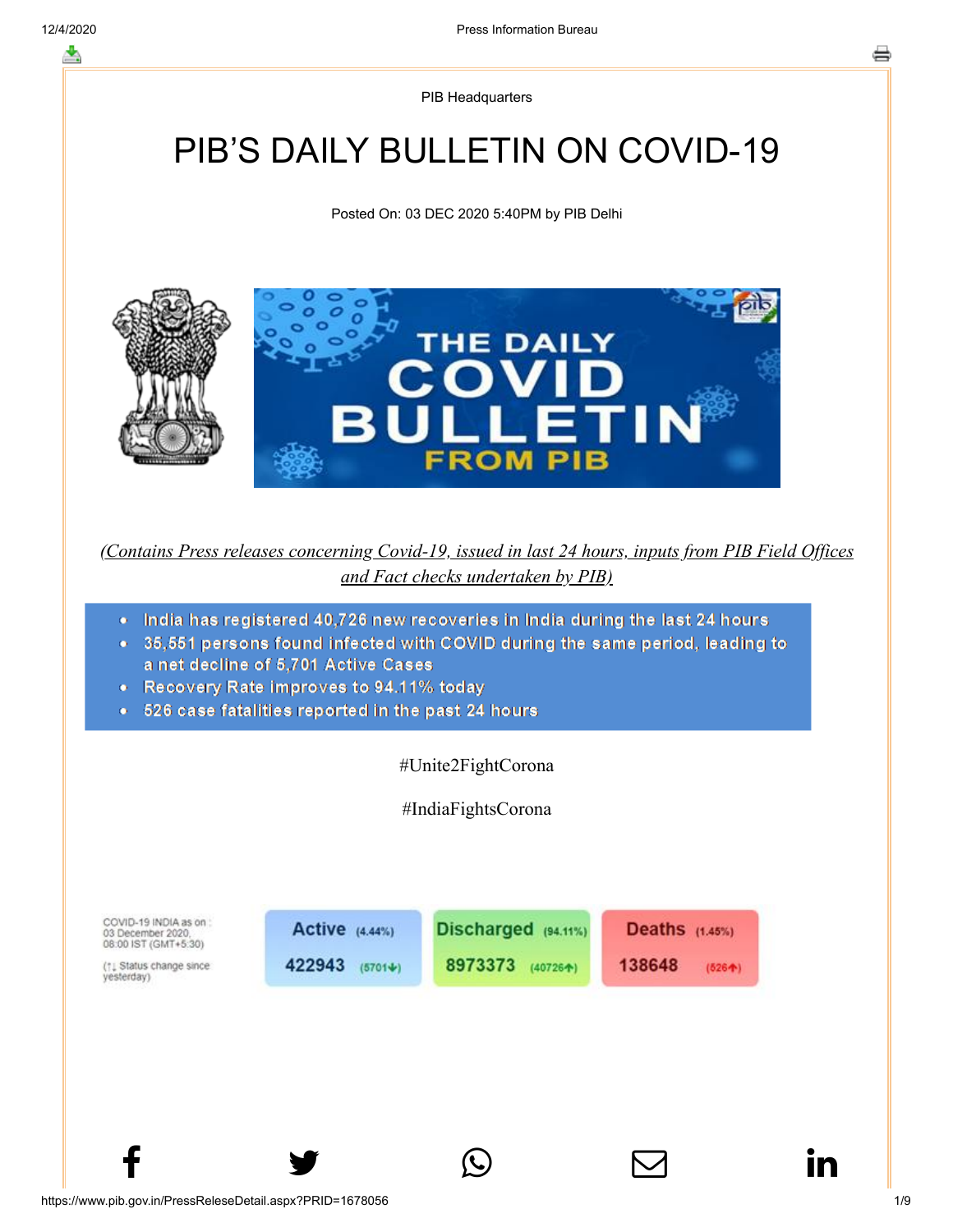PIB Headquarters

# PIB'S DAILY BULLETIN ON COVID-19

Posted On: 03 DEC 2020 5:40PM by PIB Delhi

*(Contains Press releases concerning Covid-19, issued in last 24 hours, inputs from PIB Field Offices and Fact checks undertaken by PIB)*

- India has registered 40,726 new recoveries in India during the last 24 hours
- 35,551 persons found infected with COVID during the same period, leading to a net decline of 5,701 Active Cases
- Recovery Rate improves to 94.11% today
- 526 case fatalities reported in the past 24 hours

#Unite2FightCorona

#IndiaFightsCorona

COVID-19 INDIA as on : 03 December 2020, 08:00 IST (GMT+5:30)

(↑↓ Status change since yesterday)

| Active (4.44%) | Discharged (94.11%) | Deaths (1.45%) |
| --- | --- | --- |
| 422943 (5701↓) | 8973373 (40726↑) | 138648 (526↑) |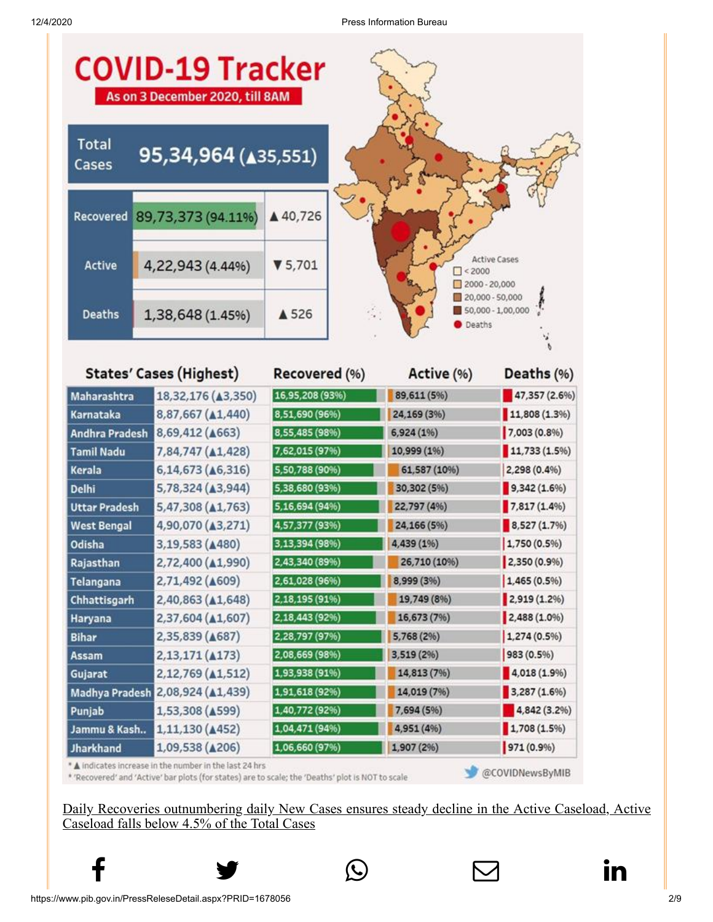# COVID-19 Tracker

**As on 3 December 2020, till 8AM**

| Total Cases | 95,34,964 (▲35,551) |
|---|---|

| | | |
|---|---|---|
| Recovered | 89,73,373 (94.11%) | ▲40,726 |
| Active | 4,22,943 (4.44%) | ▼5,701 |
| Deaths | 1,38,648 (1.45%) | ▲526 |

Active Cases
- < 2000
- 2000 - 20,000
- 20,000 - 50,000
- 50,000 - 1,00,000
- Deaths

| States' Cases (Highest) | | Recovered (%) | Active (%) | Deaths (%) |
|---|---|---|---|---|
| Maharashtra | 18,32,176 (▲3,350) | 16,95,208 (93%) | 89,611 (5%) | 47,357 (2.6%) |
| Karnataka | 8,87,667 (▲1,440) | 8,51,690 (96%) | 24,169 (3%) | 11,808 (1.3%) |
| Andhra Pradesh | 8,69,412 (▲663) | 8,55,485 (98%) | 6,924 (1%) | 7,003 (0.8%) |
| Tamil Nadu | 7,84,747 (▲1,428) | 7,62,015 (97%) | 10,999 (1%) | 11,733 (1.5%) |
| Kerala | 6,14,673 (▲6,316) | 5,50,788 (90%) | 61,587 (10%) | 2,298 (0.4%) |
| Delhi | 5,78,324 (▲3,944) | 5,38,680 (93%) | 30,302 (5%) | 9,342 (1.6%) |
| Uttar Pradesh | 5,47,308 (▲1,763) | 5,16,694 (94%) | 22,797 (4%) | 7,817 (1.4%) |
| West Bengal | 4,90,070 (▲3,271) | 4,57,377 (93%) | 24,166 (5%) | 8,527 (1.7%) |
| Odisha | 3,19,583 (▲480) | 3,13,394 (98%) | 4,439 (1%) | 1,750 (0.5%) |
| Rajasthan | 2,72,400 (▲1,990) | 2,43,340 (89%) | 26,710 (10%) | 2,350 (0.9%) |
| Telangana | 2,71,492 (▲609) | 2,61,028 (96%) | 8,999 (3%) | 1,465 (0.5%) |
| Chhattisgarh | 2,40,863 (▲1,648) | 2,18,195 (91%) | 19,749 (8%) | 2,919 (1.2%) |
| Haryana | 2,37,604 (▲1,607) | 2,18,443 (92%) | 16,673 (7%) | 2,488 (1.0%) |
| Bihar | 2,35,839 (▲687) | 2,28,797 (97%) | 5,768 (2%) | 1,274 (0.5%) |
| Assam | 2,13,171 (▲173) | 2,08,669 (98%) | 3,519 (2%) | 983 (0.5%) |
| Gujarat | 2,12,769 (▲1,512) | 1,93,938 (91%) | 14,813 (7%) | 4,018 (1.9%) |
| Madhya Pradesh | 2,08,924 (▲1,439) | 1,91,618 (92%) | 14,019 (7%) | 3,287 (1.6%) |
| Punjab | 1,53,308 (▲599) | 1,40,772 (92%) | 7,694 (5%) | 4,842 (3.2%) |
| Jammu & Kash.. | 1,11,130 (▲452) | 1,04,471 (94%) | 4,951 (4%) | 1,708 (1.5%) |
| Jharkhand | 1,09,538 (▲206) | 1,06,660 (97%) | 1,907 (2%) | 971 (0.9%) |

* ▲ indicates increase in the number in the last 24 hrs
* 'Recovered' and 'Active' bar plots (for states) are to scale; the 'Deaths' plot is NOT to scale

@COVIDNewsByMIB

Daily Recoveries outnumbering daily New Cases ensures steady decline in the Active Caseload, Active Caseload falls below 4.5% of the Total Cases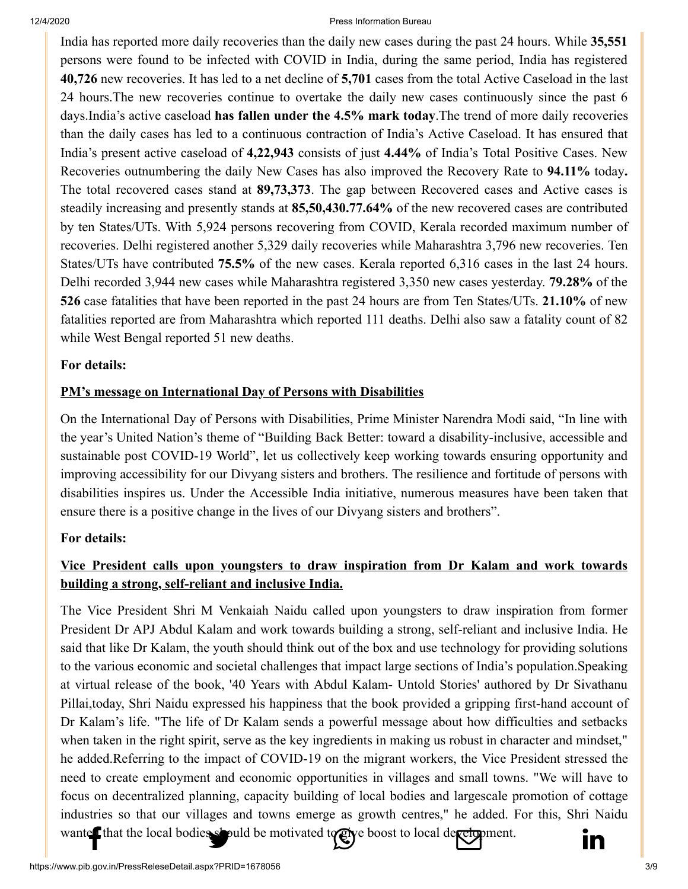India has reported more daily recoveries than the daily new cases during the past 24 hours. While **35,551** persons were found to be infected with COVID in India, during the same period, India has registered **40,726** new recoveries. It has led to a net decline of **5,701** cases from the total Active Caseload in the last 24 hours.The new recoveries continue to overtake the daily new cases continuously since the past 6 days.India's active caseload **has fallen under the 4.5% mark today**.The trend of more daily recoveries than the daily cases has led to a continuous contraction of India's Active Caseload. It has ensured that India's present active caseload of **4,22,943** consists of just **4.44%** of India's Total Positive Cases. New Recoveries outnumbering the daily New Cases has also improved the Recovery Rate to **94.11%** today**.** The total recovered cases stand at **89,73,373**. The gap between Recovered cases and Active cases is steadily increasing and presently stands at **85,50,430.77.64%** of the new recovered cases are contributed by ten States/UTs. With 5,924 persons recovering from COVID, Kerala recorded maximum number of recoveries. Delhi registered another 5,329 daily recoveries while Maharashtra 3,796 new recoveries. Ten States/UTs have contributed **75.5%** of the new cases. Kerala reported 6,316 cases in the last 24 hours. Delhi recorded 3,944 new cases while Maharashtra registered 3,350 new cases yesterday. **79.28%** of the **526** case fatalities that have been reported in the past 24 hours are from Ten States/UTs. **21.10%** of new fatalities reported are from Maharashtra which reported 111 deaths. Delhi also saw a fatality count of 82 while West Bengal reported 51 new deaths.

**For details:**

**PM's message on International Day of Persons with Disabilities**

On the International Day of Persons with Disabilities, Prime Minister Narendra Modi said, "In line with the year's United Nation's theme of "Building Back Better: toward a disability-inclusive, accessible and sustainable post COVID-19 World", let us collectively keep working towards ensuring opportunity and improving accessibility for our Divyang sisters and brothers. The resilience and fortitude of persons with disabilities inspires us. Under the Accessible India initiative, numerous measures have been taken that ensure there is a positive change in the lives of our Divyang sisters and brothers".

**For details:**

**Vice President calls upon youngsters to draw inspiration from Dr Kalam and work towards building a strong, self-reliant and inclusive India.**

The Vice President Shri M Venkaiah Naidu called upon youngsters to draw inspiration from former President Dr APJ Abdul Kalam and work towards building a strong, self-reliant and inclusive India. He said that like Dr Kalam, the youth should think out of the box and use technology for providing solutions to the various economic and societal challenges that impact large sections of India's population.Speaking at virtual release of the book, '40 Years with Abdul Kalam- Untold Stories' authored by Dr Sivathanu Pillai,today, Shri Naidu expressed his happiness that the book provided a gripping first-hand account of Dr Kalam's life. "The life of Dr Kalam sends a powerful message about how difficulties and setbacks when taken in the right spirit, serve as the key ingredients in making us robust in character and mindset," he added.Referring to the impact of COVID-19 on the migrant workers, the Vice President stressed the need to create employment and economic opportunities in villages and small towns. "We will have to focus on decentralized planning, capacity building of local bodies and largescale promotion of cottage industries so that our villages and towns emerge as growth centres," he added. For this, Shri Naidu wanted that the local bodies should be motivated to give boost to local development.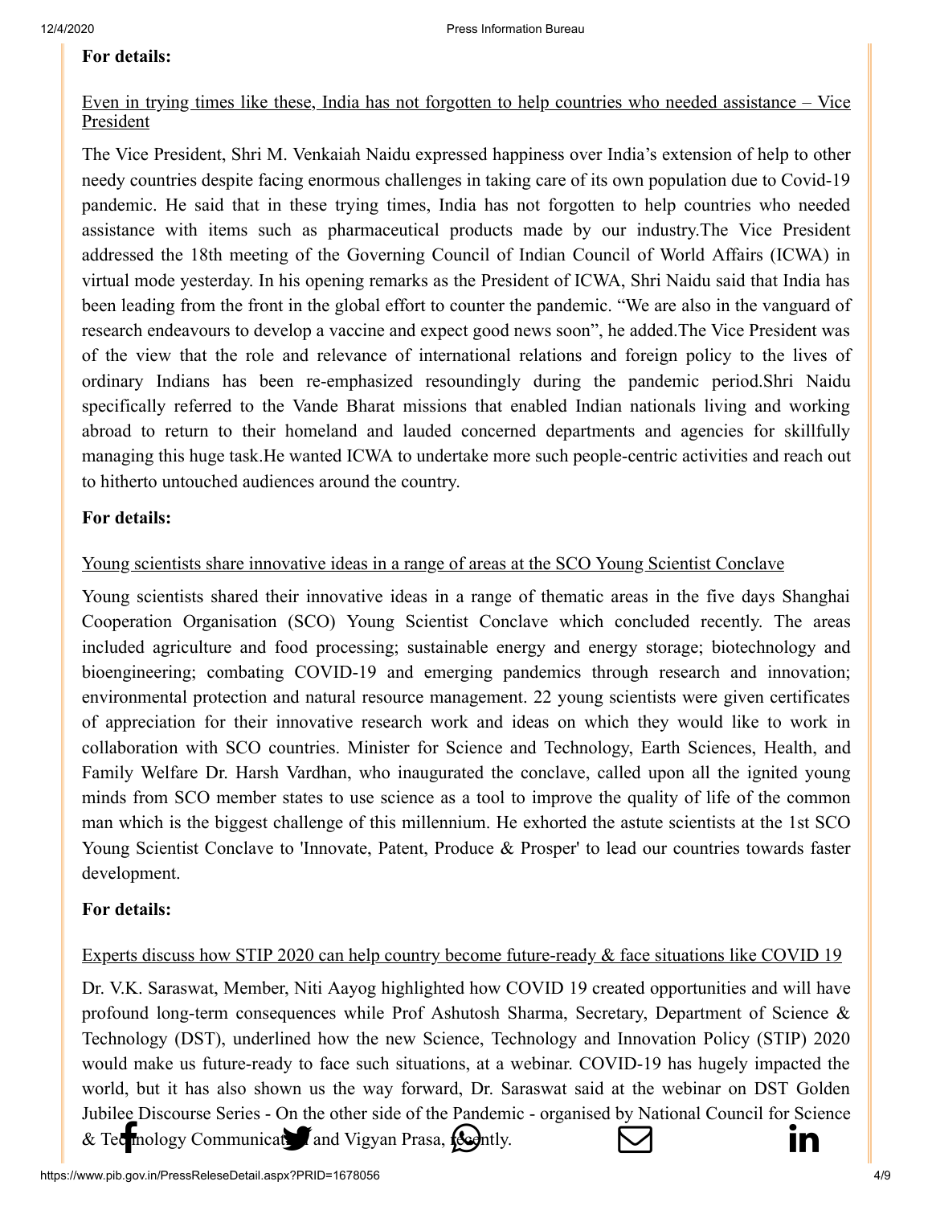**For details:**

Even in trying times like these, India has not forgotten to help countries who needed assistance – Vice President

The Vice President, Shri M. Venkaiah Naidu expressed happiness over India's extension of help to other needy countries despite facing enormous challenges in taking care of its own population due to Covid-19 pandemic. He said that in these trying times, India has not forgotten to help countries who needed assistance with items such as pharmaceutical products made by our industry.The Vice President addressed the 18th meeting of the Governing Council of Indian Council of World Affairs (ICWA) in virtual mode yesterday. In his opening remarks as the President of ICWA, Shri Naidu said that India has been leading from the front in the global effort to counter the pandemic. "We are also in the vanguard of research endeavours to develop a vaccine and expect good news soon", he added.The Vice President was of the view that the role and relevance of international relations and foreign policy to the lives of ordinary Indians has been re-emphasized resoundingly during the pandemic period.Shri Naidu specifically referred to the Vande Bharat missions that enabled Indian nationals living and working abroad to return to their homeland and lauded concerned departments and agencies for skillfully managing this huge task.He wanted ICWA to undertake more such people-centric activities and reach out to hitherto untouched audiences around the country.

**For details:**

Young scientists share innovative ideas in a range of areas at the SCO Young Scientist Conclave

Young scientists shared their innovative ideas in a range of thematic areas in the five days Shanghai Cooperation Organisation (SCO) Young Scientist Conclave which concluded recently. The areas included agriculture and food processing; sustainable energy and energy storage; biotechnology and bioengineering; combating COVID-19 and emerging pandemics through research and innovation; environmental protection and natural resource management. 22 young scientists were given certificates of appreciation for their innovative research work and ideas on which they would like to work in collaboration with SCO countries. Minister for Science and Technology, Earth Sciences, Health, and Family Welfare Dr. Harsh Vardhan, who inaugurated the conclave, called upon all the ignited young minds from SCO member states to use science as a tool to improve the quality of life of the common man which is the biggest challenge of this millennium. He exhorted the astute scientists at the 1st SCO Young Scientist Conclave to 'Innovate, Patent, Produce & Prosper' to lead our countries towards faster development.

**For details:**

Experts discuss how STIP 2020 can help country become future-ready & face situations like COVID 19

Dr. V.K. Saraswat, Member, Niti Aayog highlighted how COVID 19 created opportunities and will have profound long-term consequences while Prof Ashutosh Sharma, Secretary, Department of Science & Technology (DST), underlined how the new Science, Technology and Innovation Policy (STIP) 2020 would make us future-ready to face such situations, at a webinar. COVID-19 has hugely impacted the world, but it has also shown us the way forward, Dr. Saraswat said at the webinar on DST Golden Jubilee Discourse Series - On the other side of the Pandemic - organised by National Council for Science & Technology Communication and Vigyan Prasa, recently.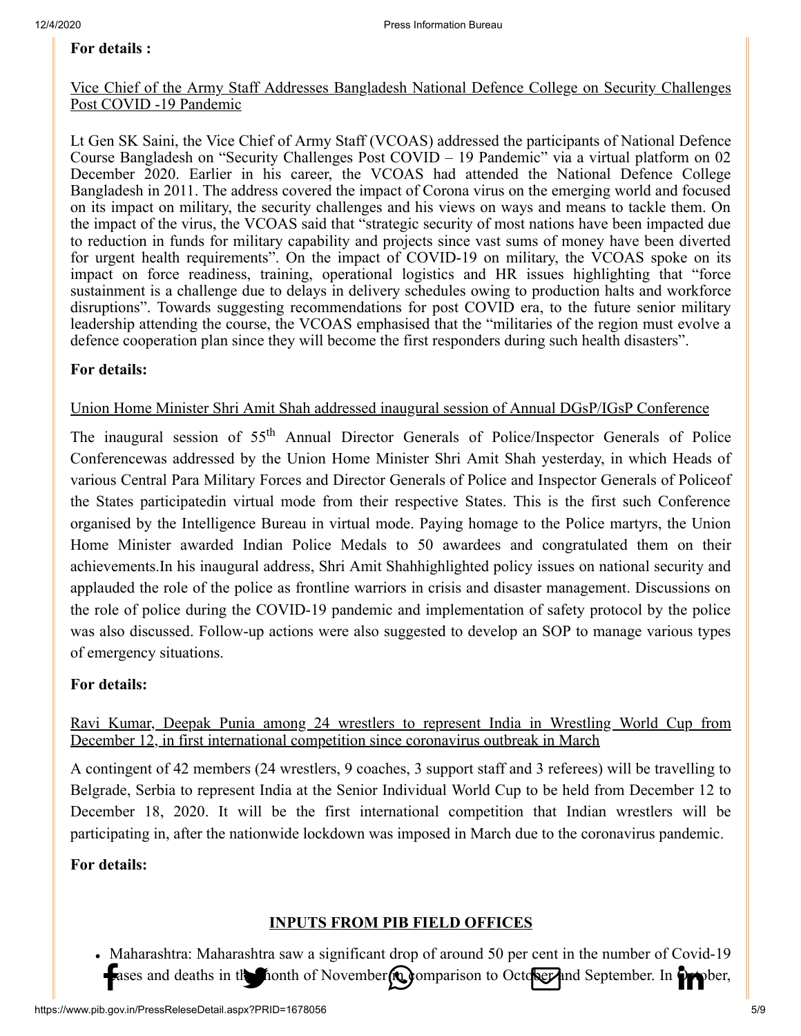**For details :**

Vice Chief of the Army Staff Addresses Bangladesh National Defence College on Security Challenges Post COVID -19 Pandemic

Lt Gen SK Saini, the Vice Chief of Army Staff (VCOAS) addressed the participants of National Defence Course Bangladesh on "Security Challenges Post COVID – 19 Pandemic" via a virtual platform on 02 December 2020. Earlier in his career, the VCOAS had attended the National Defence College Bangladesh in 2011. The address covered the impact of Corona virus on the emerging world and focused on its impact on military, the security challenges and his views on ways and means to tackle them. On the impact of the virus, the VCOAS said that "strategic security of most nations have been impacted due to reduction in funds for military capability and projects since vast sums of money have been diverted for urgent health requirements". On the impact of COVID-19 on military, the VCOAS spoke on its impact on force readiness, training, operational logistics and HR issues highlighting that "force sustainment is a challenge due to delays in delivery schedules owing to production halts and workforce disruptions". Towards suggesting recommendations for post COVID era, to the future senior military leadership attending the course, the VCOAS emphasised that the "militaries of the region must evolve a defence cooperation plan since they will become the first responders during such health disasters".

**For details:**

Union Home Minister Shri Amit Shah addressed inaugural session of Annual DGsP/IGsP Conference

The inaugural session of 55th Annual Director Generals of Police/Inspector Generals of Police Conferencewas addressed by the Union Home Minister Shri Amit Shah yesterday, in which Heads of various Central Para Military Forces and Director Generals of Police and Inspector Generals of Policeof the States participatedin virtual mode from their respective States. This is the first such Conference organised by the Intelligence Bureau in virtual mode. Paying homage to the Police martyrs, the Union Home Minister awarded Indian Police Medals to 50 awardees and congratulated them on their achievements.In his inaugural address, Shri Amit Shahhighlighted policy issues on national security and applauded the role of the police as frontline warriors in crisis and disaster management. Discussions on the role of police during the COVID-19 pandemic and implementation of safety protocol by the police was also discussed. Follow-up actions were also suggested to develop an SOP to manage various types of emergency situations.

**For details:**

Ravi Kumar, Deepak Punia among 24 wrestlers to represent India in Wrestling World Cup from December 12, in first international competition since coronavirus outbreak in March

A contingent of 42 members (24 wrestlers, 9 coaches, 3 support staff and 3 referees) will be travelling to Belgrade, Serbia to represent India at the Senior Individual World Cup to be held from December 12 to December 18, 2020. It will be the first international competition that Indian wrestlers will be participating in, after the nationwide lockdown was imposed in March due to the coronavirus pandemic.

**For details:**

**INPUTS FROM PIB FIELD OFFICES**

- Maharashtra: Maharashtra saw a significant drop of around 50 per cent in the number of Covid-19 cases and deaths in the month of November in comparison to October and September. In October,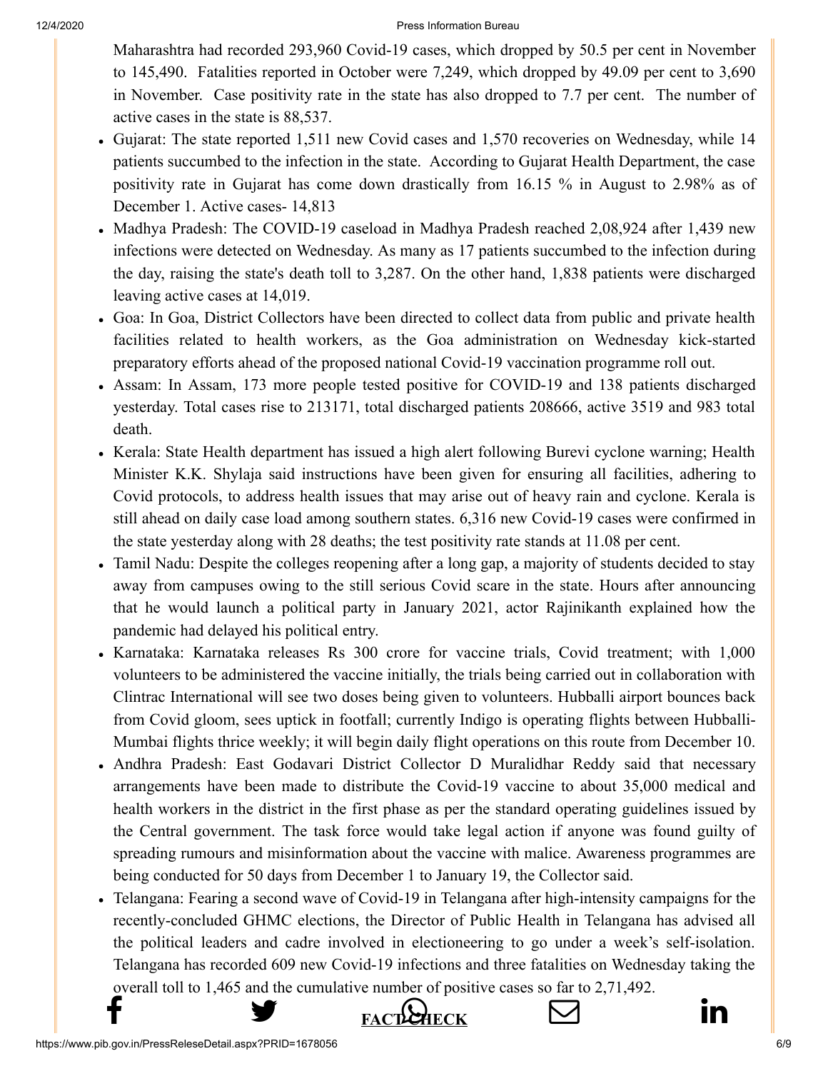Maharashtra had recorded 293,960 Covid-19 cases, which dropped by 50.5 per cent in November to 145,490. Fatalities reported in October were 7,249, which dropped by 49.09 per cent to 3,690 in November. Case positivity rate in the state has also dropped to 7.7 per cent. The number of active cases in the state is 88,537.

- Gujarat: The state reported 1,511 new Covid cases and 1,570 recoveries on Wednesday, while 14 patients succumbed to the infection in the state. According to Gujarat Health Department, the case positivity rate in Gujarat has come down drastically from 16.15 % in August to 2.98% as of December 1. Active cases- 14,813
- Madhya Pradesh: The COVID-19 caseload in Madhya Pradesh reached 2,08,924 after 1,439 new infections were detected on Wednesday. As many as 17 patients succumbed to the infection during the day, raising the state's death toll to 3,287. On the other hand, 1,838 patients were discharged leaving active cases at 14,019.
- Goa: In Goa, District Collectors have been directed to collect data from public and private health facilities related to health workers, as the Goa administration on Wednesday kick-started preparatory efforts ahead of the proposed national Covid-19 vaccination programme roll out.
- Assam: In Assam, 173 more people tested positive for COVID-19 and 138 patients discharged yesterday. Total cases rise to 213171, total discharged patients 208666, active 3519 and 983 total death.
- Kerala: State Health department has issued a high alert following Burevi cyclone warning; Health Minister K.K. Shylaja said instructions have been given for ensuring all facilities, adhering to Covid protocols, to address health issues that may arise out of heavy rain and cyclone. Kerala is still ahead on daily case load among southern states. 6,316 new Covid-19 cases were confirmed in the state yesterday along with 28 deaths; the test positivity rate stands at 11.08 per cent.
- Tamil Nadu: Despite the colleges reopening after a long gap, a majority of students decided to stay away from campuses owing to the still serious Covid scare in the state. Hours after announcing that he would launch a political party in January 2021, actor Rajinikanth explained how the pandemic had delayed his political entry.
- Karnataka: Karnataka releases Rs 300 crore for vaccine trials, Covid treatment; with 1,000 volunteers to be administered the vaccine initially, the trials being carried out in collaboration with Clintrac International will see two doses being given to volunteers. Hubballi airport bounces back from Covid gloom, sees uptick in footfall; currently Indigo is operating flights between Hubballi-Mumbai flights thrice weekly; it will begin daily flight operations on this route from December 10.
- Andhra Pradesh: East Godavari District Collector D Muralidhar Reddy said that necessary arrangements have been made to distribute the Covid-19 vaccine to about 35,000 medical and health workers in the district in the first phase as per the standard operating guidelines issued by the Central government. The task force would take legal action if anyone was found guilty of spreading rumours and misinformation about the vaccine with malice. Awareness programmes are being conducted for 50 days from December 1 to January 19, the Collector said.
- Telangana: Fearing a second wave of Covid-19 in Telangana after high-intensity campaigns for the recently-concluded GHMC elections, the Director of Public Health in Telangana has advised all the political leaders and cadre involved in electioneering to go under a week's self-isolation. Telangana has recorded 609 new Covid-19 infections and three fatalities on Wednesday taking the overall toll to 1,465 and the cumulative number of positive cases so far to 2,71,492.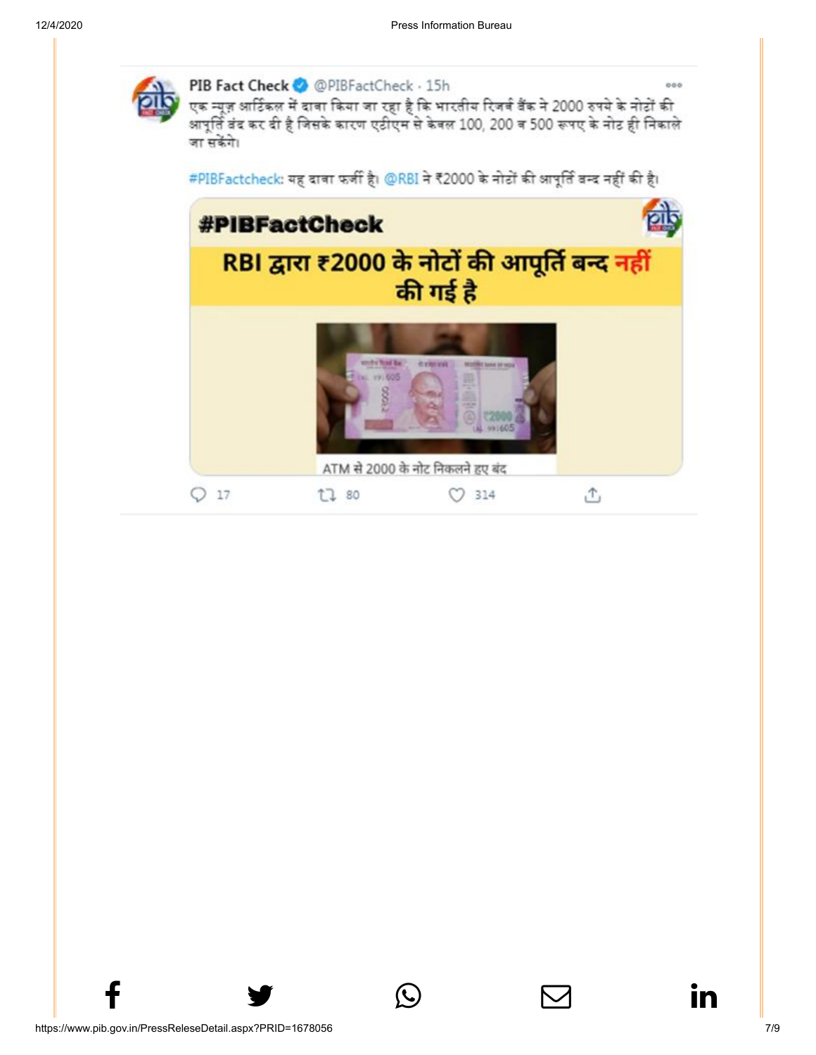PIB Fact Check @PIBFactCheck · 15h

एक न्यूज़ आर्टिकल में दावा किया जा रहा है कि भारतीय रिजर्व बैंक ने 2000 रुपये के नोटों की आपूर्ति बंद कर दी है जिसके कारण एटीएम से केवल 100, 200 व 500 रूपए के नोट ही निकाले जा सकेंगे।

#PIBFactcheck: यह दावा फ़र्ज़ी है। @RBI ने ₹2000 के नोटों की आपूर्ति बन्द नहीं की है।

#PIBFactCheck

RBI द्वारा ₹2000 के नोटों की आपूर्ति बन्द नहीं की गई है

ATM से 2000 के नोट निकलने हुए बंद

17 80 314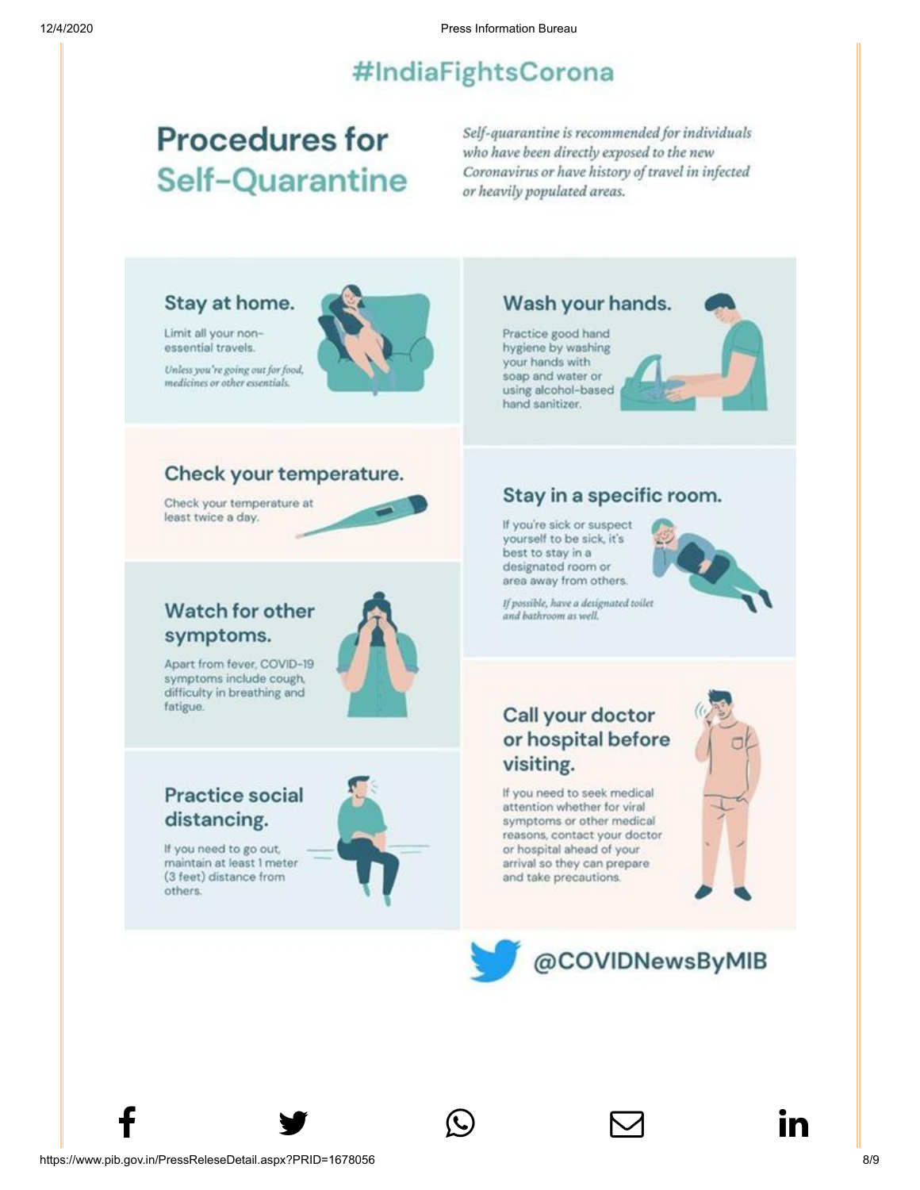# #IndiaFightsCorona

## Procedures for Self-Quarantine

*Self-quarantine is recommended for individuals who have been directly exposed to the new Coronavirus or have history of travel in infected or heavily populated areas.*

### Stay at home.

Limit all your non-essential travels.

*Unless you're going out for food, medicines or other essentials.*

### Check your temperature.

Check your temperature at least twice a day.

### Watch for other symptoms.

Apart from fever, COVID-19 symptoms include cough, difficulty in breathing and fatigue.

### Practice social distancing.

If you need to go out, maintain at least 1 meter (3 feet) distance from others.

### Wash your hands.

Practice good hand hygiene by washing your hands with soap and water or using alcohol-based hand sanitizer.

### Stay in a specific room.

If you're sick or suspect yourself to be sick, it's best to stay in a designated room or area away from others.

*If possible, have a designated toilet and bathroom as well.*

### Call your doctor or hospital before visiting.

If you need to seek medical attention whether for viral symptoms or other medical reasons, contact your doctor or hospital ahead of your arrival so they can prepare and take precautions.

@COVIDNewsByMIB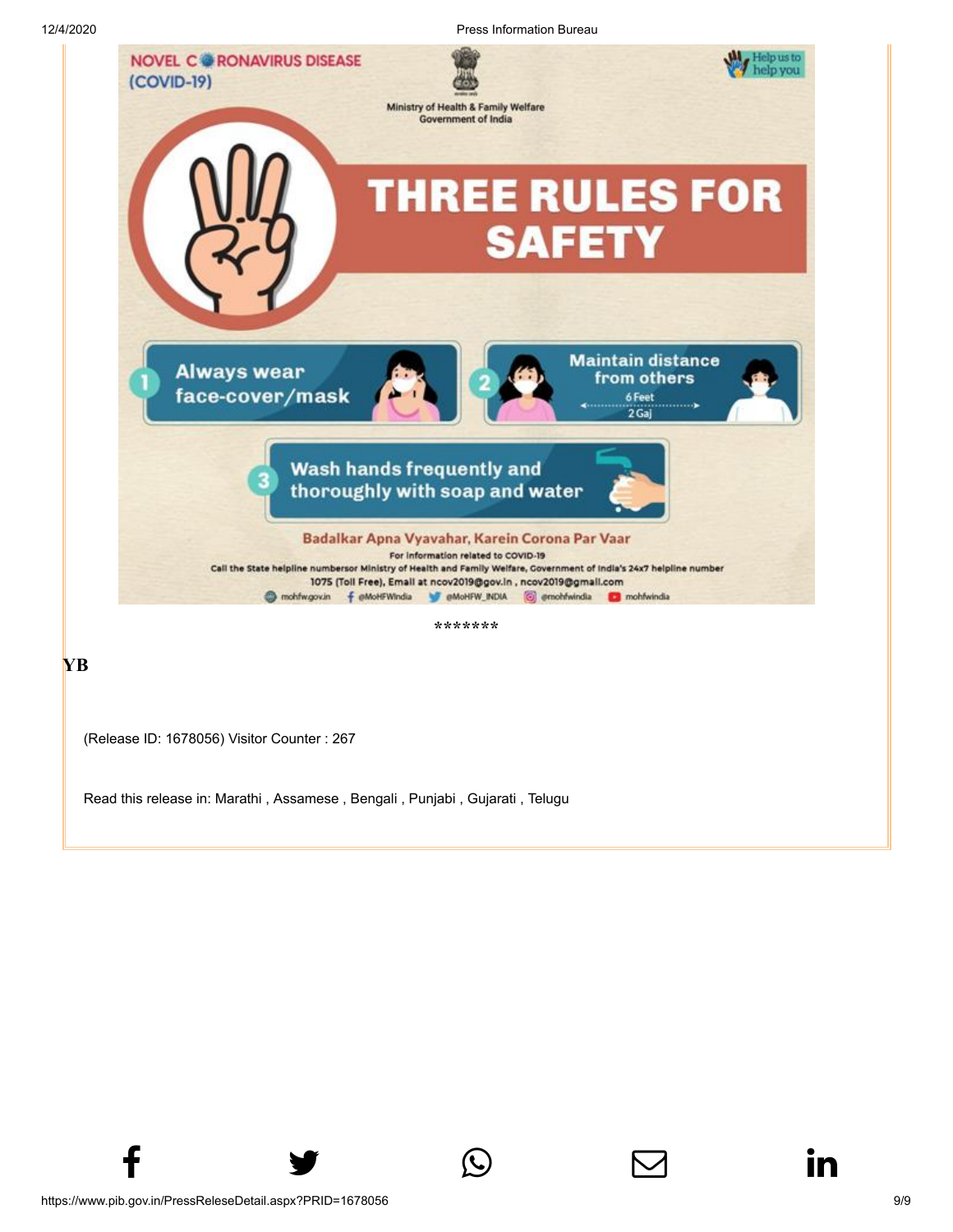NOVEL CORONAVIRUS DISEASE (COVID-19)

Ministry of Health & Family Welfare
Government of India

Help us to help you

# THREE RULES FOR SAFETY

1. Always wear face-cover/mask
2. Maintain distance from others
   6 Feet
   2 Gaj
3. Wash hands frequently and thoroughly with soap and water

Badalkar Apna Vyavahar, Karein Corona Par Vaar

For information related to COVID-19

Call the State helpline numbersor Ministry of Health and Family Welfare, Government of India's 24x7 helpline number 1075 (Toll Free), Email at ncov2019@gov.in , ncov2019@gmail.com

mohfw.gov.in @MoHFWIndia @MoHFW_INDIA @mohfwindia mohfwindia

\*\*\*\*\*\*\*

**YB**

(Release ID: 1678056) Visitor Counter : 267

Read this release in: Marathi , Assamese , Bengali , Punjabi , Gujarati , Telugu